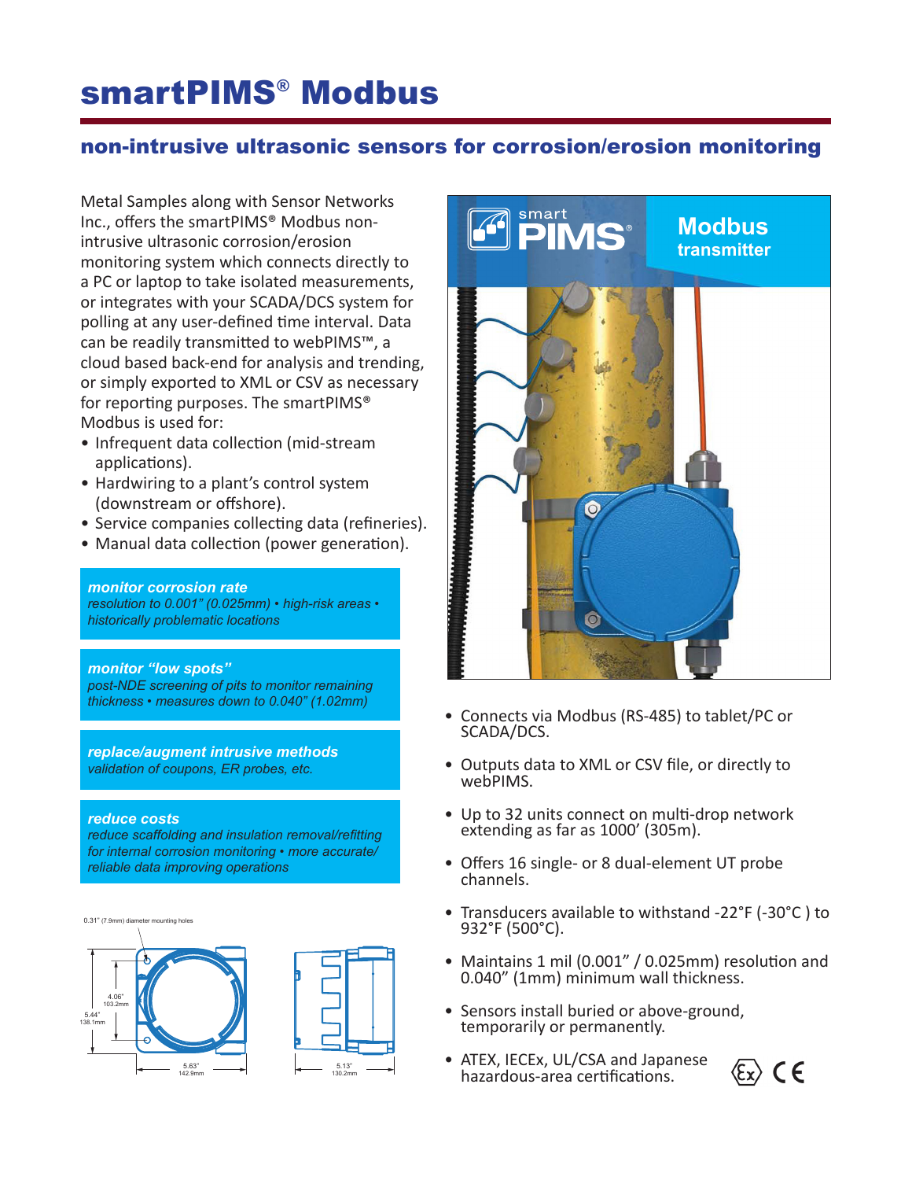# smartPIMS® Modbus

## non-intrusive ultrasonic sensors for corrosion/erosion monitoring

Metal Samples along with Sensor Networks Inc., offers the smartPIMS® Modbus non-intrusive ultrasonic corrosion/erosion monitoring system which connects directly to a PC or laptop to take isolated measurements, or integrates with your SCADA/DCS system for polling at any user-defined time interval. Data can be readily transmitted to webPIMS™, a cloud based back-end for analysis and trending, or simply exported to XML or CSV as necessary for reporting purposes. The smartPIMS® Modbus is used for:

- Infrequent data collection (mid-stream applications).
- Hardwiring to a plant's control system (downstream or offshore).
- Service companies collecting data (refineries).
- Manual data collection (power generation).

***monitor corrosion rate***
*resolution to 0.001" (0.025mm) • high-risk areas • historically problematic locations*

***monitor "low spots"***
*post-NDE screening of pits to monitor remaining thickness • measures down to 0.040" (1.02mm)*

***replace/augment intrusive methods***
*validation of coupons, ER probes, etc.*

***reduce costs***
*reduce scaffolding and insulation removal/refitting for internal corrosion monitoring • more accurate/reliable data improving operations*

0.31" (7.9mm) diameter mounting holes

4.06" 103.2mm

5.44" 138.1mm

5.63" 142.9mm

5.13" 130.2mm

smart PIMS® **Modbus transmitter**

- Connects via Modbus (RS-485) to tablet/PC or SCADA/DCS.
- Outputs data to XML or CSV file, or directly to webPIMS.
- Up to 32 units connect on multi-drop network extending as far as 1000' (305m).
- Offers 16 single- or 8 dual-element UT probe channels.
- Transducers available to withstand -22°F (-30°C ) to 932°F (500°C).
- Maintains 1 mil (0.001" / 0.025mm) resolution and 0.040" (1mm) minimum wall thickness.
- Sensors install buried or above-ground, temporarily or permanently.
- ATEX, IECEx, UL/CSA and Japanese hazardous-area certifications.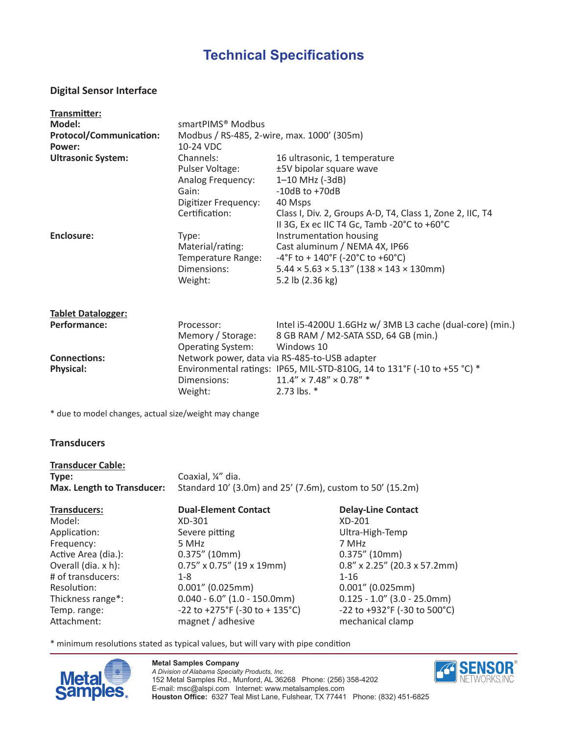# Technical Specifications

## Digital Sensor Interface

| | | |
|---|---|---|
| **Transmitter:** | | |
| **Model:** | smartPIMS® Modbus | |
| **Protocol/Communication:** | Modbus / RS-485, 2-wire, max. 1000' (305m) | |
| **Power:** | 10-24 VDC | |
| **Ultrasonic System:** | Channels: | 16 ultrasonic, 1 temperature |
| | Pulser Voltage: | ±5V bipolar square wave |
| | Analog Frequency: | 1–10 MHz (-3dB) |
| | Gain: | -10dB to +70dB |
| | Digitizer Frequency: | 40 Msps |
| | Certification: | Class I, Div. 2, Groups A-D, T4, Class 1, Zone 2, IIC, T4 II 3G, Ex ec IIC T4 Gc, Tamb -20°C to +60°C |
| **Enclosure:** | Type: | Instrumentation housing |
| | Material/rating: | Cast aluminum / NEMA 4X, IP66 |
| | Temperature Range: | -4°F to + 140°F (-20°C to +60°C) |
| | Dimensions: | 5.44 × 5.63 × 5.13" (138 × 143 × 130mm) |
| | Weight: | 5.2 lb (2.36 kg) |

| | | |
|---|---|---|
| **Tablet Datalogger:** | | |
| **Performance:** | Processor: | Intel i5-4200U 1.6GHz w/ 3MB L3 cache (dual-core) (min.) |
| | Memory / Storage: | 8 GB RAM / M2-SATA SSD, 64 GB (min.) |
| | Operating System: | Windows 10 |
| **Connections:** | Network power, data via RS-485-to-USB adapter | |
| **Physical:** | Environmental ratings: | IP65, MIL-STD-810G, 14 to 131°F (-10 to +55 °C) * |
| | Dimensions: | 11.4" × 7.48" × 0.78" * |
| | Weight: | 2.73 lbs. * |

* due to model changes, actual size/weight may change

## Transducers

| | |
|---|---|
| **Transducer Cable:** | |
| **Type:** | Coaxial, ¼" dia. |
| **Max. Length to Transducer:** | Standard 10' (3.0m) and 25' (7.6m), custom to 50' (15.2m) |

| **Transducers:** | **Dual-Element Contact** | **Delay-Line Contact** |
|---|---|---|
| Model: | XD-301 | XD-201 |
| Application: | Severe pitting | Ultra-High-Temp |
| Frequency: | 5 MHz | 7 MHz |
| Active Area (dia.): | 0.375" (10mm) | 0.375" (10mm) |
| Overall (dia. x h): | 0.75" x 0.75" (19 x 19mm) | 0.8" x 2.25" (20.3 x 57.2mm) |
| # of transducers: | 1-8 | 1-16 |
| Resolution: | 0.001" (0.025mm) | 0.001" (0.025mm) |
| Thickness range*: | 0.040 - 6.0" (1.0 - 150.0mm) | 0.125 - 1.0" (3.0 - 25.0mm) |
| Temp. range: | -22 to +275°F (-30 to + 135°C) | -22 to +932°F (-30 to 500°C) |
| Attachment: | magnet / adhesive | mechanical clamp |

* minimum resolutions stated as typical values, but will vary with pipe condition

**Metal Samples Company**
*A Division of Alabama Specialty Products, Inc.*
152 Metal Samples Rd., Munford, AL 36268 Phone: (256) 358-4202
E-mail: msc@alspi.com Internet: www.metalsamples.com
**Houston Office:** 6327 Teal Mist Lane, Fulshear, TX 77441 Phone: (832) 451-6825